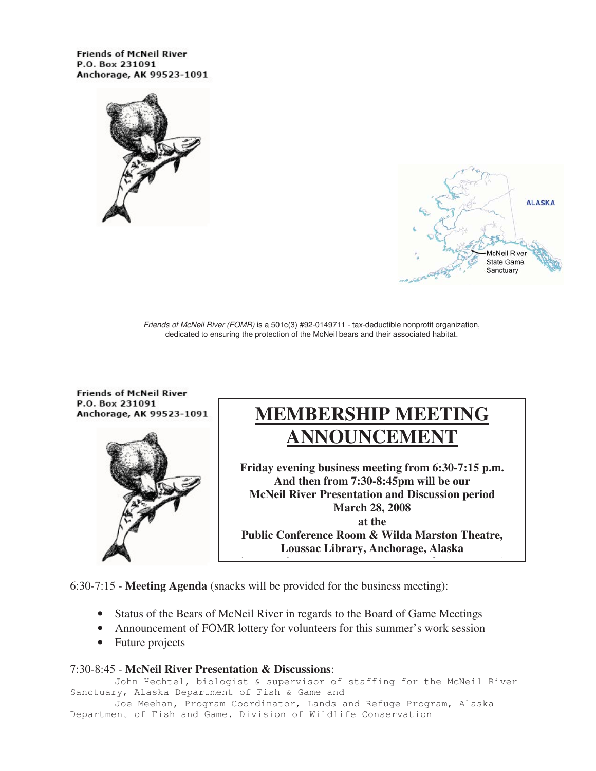Friends of McNeil River
P.O. Box 231091
Anchorage, AK 99523-1091

ALASKA

McNeil River State Game Sanctuary

*Friends of McNeil River (FOMR)* is a 501c(3) #92-0149711 - tax-deductible nonprofit organization, dedicated to ensuring the protection of the McNeil bears and their associated habitat.

Friends of McNeil River
P.O. Box 231091
Anchorage, AK 99523-1091

# MEMBERSHIP MEETING ANNOUNCEMENT

**Friday evening business meeting from 6:30-7:15 p.m.**
**And then from 7:30-8:45pm will be our**
**McNeil River Presentation and Discussion period**
**March 28, 2008**
**at the**
**Public Conference Room & Wilda Marston Theatre,**
**Loussac Library, Anchorage, Alaska**

6:30-7:15 - **Meeting Agenda** (snacks will be provided for the business meeting):

- Status of the Bears of McNeil River in regards to the Board of Game Meetings
- Announcement of FOMR lottery for volunteers for this summer's work session
- Future projects

7:30-8:45 - **McNeil River Presentation & Discussions**:

John Hechtel, biologist & supervisor of staffing for the McNeil River Sanctuary, Alaska Department of Fish & Game and

Joe Meehan, Program Coordinator, Lands and Refuge Program, Alaska Department of Fish and Game. Division of Wildlife Conservation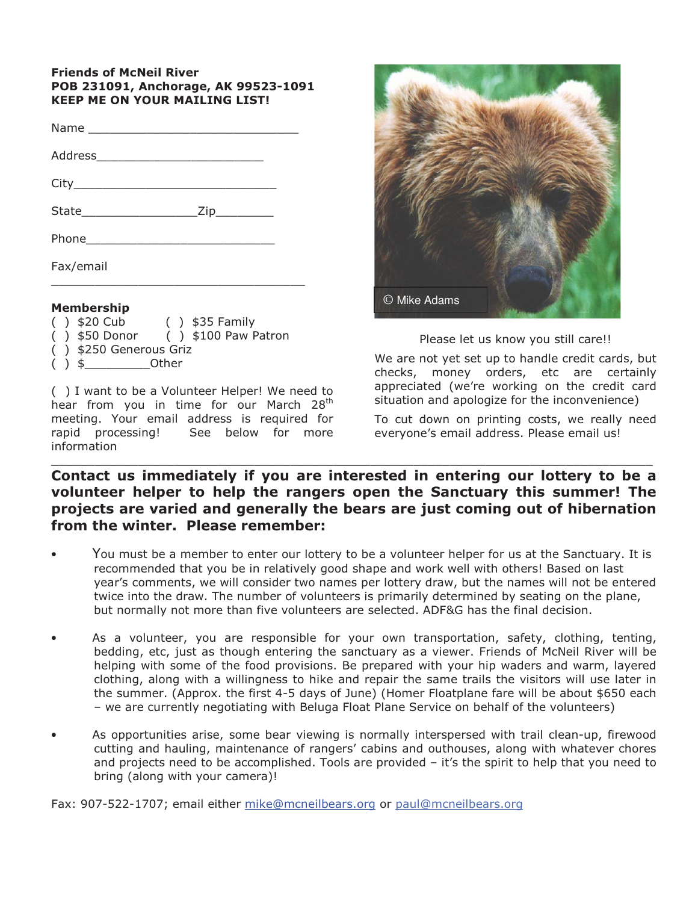**Friends of McNeil River**
**POB 231091, Anchorage, AK 99523-1091**
**KEEP ME ON YOUR MAILING LIST!**

Name ______________________________

Address________________________

City_____________________________

State________________Zip________

Phone___________________________

Fax/email ____________________________________

**Membership**

( ) $20 Cub ( ) $35 Family
( ) $50 Donor ( ) $100 Paw Patron
( ) $250 Generous Griz
( ) $_________Other

( ) I want to be a Volunteer Helper! We need to hear from you in time for our March 28th meeting. Your email address is required for rapid processing! See below for more information

© Mike Adams

Please let us know you still care!!

We are not yet set up to handle credit cards, but checks, money orders, etc are certainly appreciated (we're working on the credit card situation and apologize for the inconvenience)

To cut down on printing costs, we really need everyone's email address. Please email us!

---

**Contact us immediately if you are interested in entering our lottery to be a volunteer helper to help the rangers open the Sanctuary this summer! The projects are varied and generally the bears are just coming out of hibernation from the winter. Please remember:**

- You must be a member to enter our lottery to be a volunteer helper for us at the Sanctuary. It is recommended that you be in relatively good shape and work well with others! Based on last year's comments, we will consider two names per lottery draw, but the names will not be entered twice into the draw. The number of volunteers is primarily determined by seating on the plane, but normally not more than five volunteers are selected. ADF&G has the final decision.

- As a volunteer, you are responsible for your own transportation, safety, clothing, tenting, bedding, etc, just as though entering the sanctuary as a viewer. Friends of McNeil River will be helping with some of the food provisions. Be prepared with your hip waders and warm, layered clothing, along with a willingness to hike and repair the same trails the visitors will use later in the summer. (Approx. the first 4-5 days of June) (Homer Floatplane fare will be about $650 each – we are currently negotiating with Beluga Float Plane Service on behalf of the volunteers)

- As opportunities arise, some bear viewing is normally interspersed with trail clean-up, firewood cutting and hauling, maintenance of rangers' cabins and outhouses, along with whatever chores and projects need to be accomplished. Tools are provided – it's the spirit to help that you need to bring (along with your camera)!

Fax: 907-522-1707; email either mike@mcneilbears.org or paul@mcneilbears.org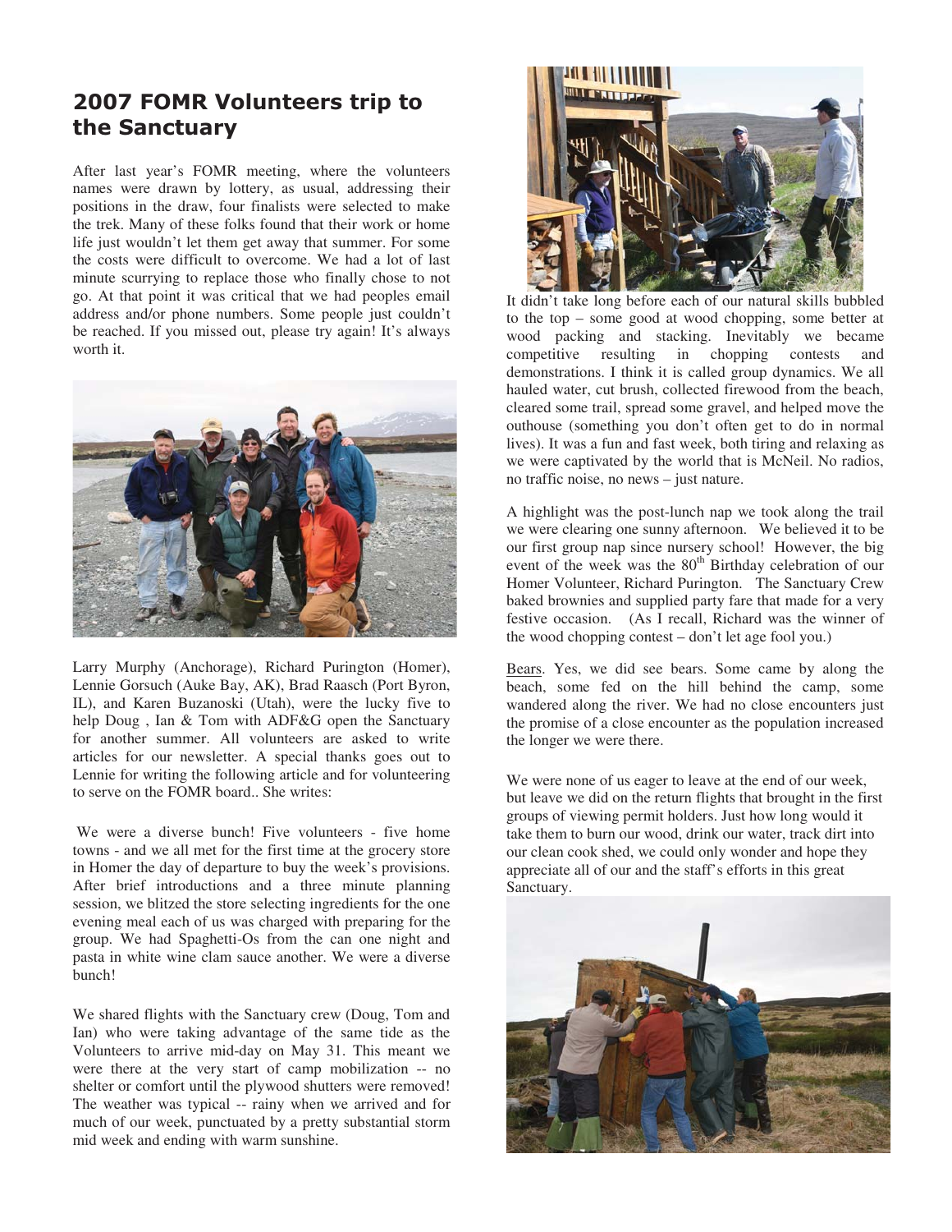## 2007 FOMR Volunteers trip to the Sanctuary

After last year's FOMR meeting, where the volunteers names were drawn by lottery, as usual, addressing their positions in the draw, four finalists were selected to make the trek. Many of these folks found that their work or home life just wouldn't let them get away that summer. For some the costs were difficult to overcome. We had a lot of last minute scurrying to replace those who finally chose to not go. At that point it was critical that we had peoples email address and/or phone numbers. Some people just couldn't be reached. If you missed out, please try again! It's always worth it.

Larry Murphy (Anchorage), Richard Purington (Homer), Lennie Gorsuch (Auke Bay, AK), Brad Raasch (Port Byron, IL), and Karen Buzanoski (Utah), were the lucky five to help Doug , Ian & Tom with ADF&G open the Sanctuary for another summer. All volunteers are asked to write articles for our newsletter. A special thanks goes out to Lennie for writing the following article and for volunteering to serve on the FOMR board.. She writes:

We were a diverse bunch! Five volunteers - five home towns - and we all met for the first time at the grocery store in Homer the day of departure to buy the week's provisions. After brief introductions and a three minute planning session, we blitzed the store selecting ingredients for the one evening meal each of us was charged with preparing for the group. We had Spaghetti-Os from the can one night and pasta in white wine clam sauce another. We were a diverse bunch!

We shared flights with the Sanctuary crew (Doug, Tom and Ian) who were taking advantage of the same tide as the Volunteers to arrive mid-day on May 31. This meant we were there at the very start of camp mobilization -- no shelter or comfort until the plywood shutters were removed! The weather was typical -- rainy when we arrived and for much of our week, punctuated by a pretty substantial storm mid week and ending with warm sunshine.

It didn't take long before each of our natural skills bubbled to the top – some good at wood chopping, some better at wood packing and stacking. Inevitably we became competitive resulting in chopping contests and demonstrations. I think it is called group dynamics. We all hauled water, cut brush, collected firewood from the beach, cleared some trail, spread some gravel, and helped move the outhouse (something you don't often get to do in normal lives). It was a fun and fast week, both tiring and relaxing as we were captivated by the world that is McNeil. No radios, no traffic noise, no news – just nature.

A highlight was the post-lunch nap we took along the trail we were clearing one sunny afternoon. We believed it to be our first group nap since nursery school! However, the big event of the week was the 80th Birthday celebration of our Homer Volunteer, Richard Purington. The Sanctuary Crew baked brownies and supplied party fare that made for a very festive occasion. (As I recall, Richard was the winner of the wood chopping contest – don't let age fool you.)

Bears. Yes, we did see bears. Some came by along the beach, some fed on the hill behind the camp, some wandered along the river. We had no close encounters just the promise of a close encounter as the population increased the longer we were there.

We were none of us eager to leave at the end of our week, but leave we did on the return flights that brought in the first groups of viewing permit holders. Just how long would it take them to burn our wood, drink our water, track dirt into our clean cook shed, we could only wonder and hope they appreciate all of our and the staff's efforts in this great Sanctuary.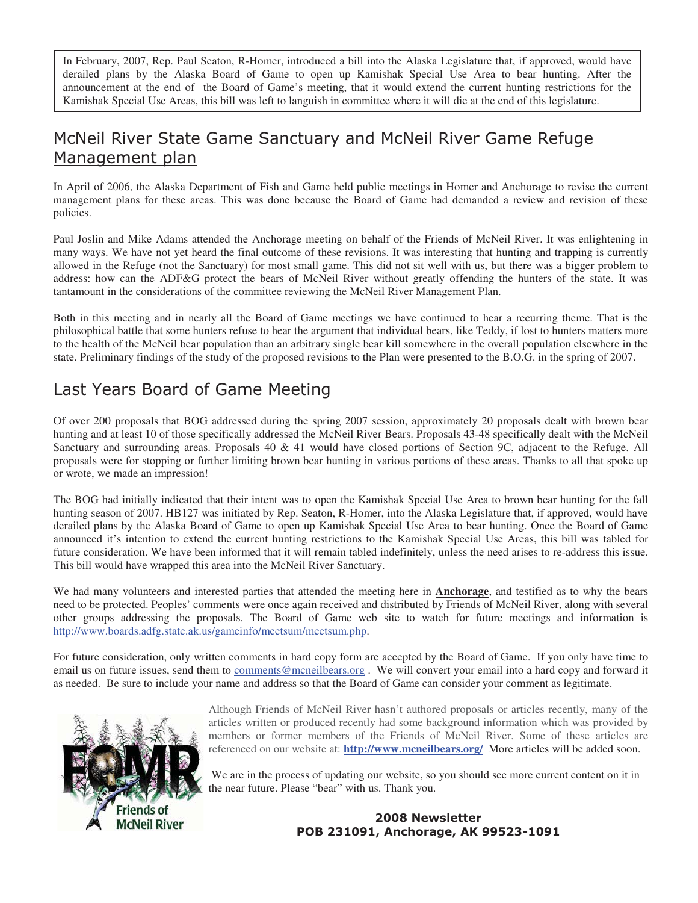In February, 2007, Rep. Paul Seaton, R-Homer, introduced a bill into the Alaska Legislature that, if approved, would have derailed plans by the Alaska Board of Game to open up Kamishak Special Use Area to bear hunting. After the announcement at the end of the Board of Game's meeting, that it would extend the current hunting restrictions for the Kamishak Special Use Areas, this bill was left to languish in committee where it will die at the end of this legislature.

## McNeil River State Game Sanctuary and McNeil River Game Refuge Management plan

In April of 2006, the Alaska Department of Fish and Game held public meetings in Homer and Anchorage to revise the current management plans for these areas. This was done because the Board of Game had demanded a review and revision of these policies.

Paul Joslin and Mike Adams attended the Anchorage meeting on behalf of the Friends of McNeil River. It was enlightening in many ways. We have not yet heard the final outcome of these revisions. It was interesting that hunting and trapping is currently allowed in the Refuge (not the Sanctuary) for most small game. This did not sit well with us, but there was a bigger problem to address: how can the ADF&G protect the bears of McNeil River without greatly offending the hunters of the state. It was tantamount in the considerations of the committee reviewing the McNeil River Management Plan.

Both in this meeting and in nearly all the Board of Game meetings we have continued to hear a recurring theme. That is the philosophical battle that some hunters refuse to hear the argument that individual bears, like Teddy, if lost to hunters matters more to the health of the McNeil bear population than an arbitrary single bear kill somewhere in the overall population elsewhere in the state. Preliminary findings of the study of the proposed revisions to the Plan were presented to the B.O.G. in the spring of 2007.

## Last Years Board of Game Meeting

Of over 200 proposals that BOG addressed during the spring 2007 session, approximately 20 proposals dealt with brown bear hunting and at least 10 of those specifically addressed the McNeil River Bears. Proposals 43-48 specifically dealt with the McNeil Sanctuary and surrounding areas. Proposals 40 & 41 would have closed portions of Section 9C, adjacent to the Refuge. All proposals were for stopping or further limiting brown bear hunting in various portions of these areas. Thanks to all that spoke up or wrote, we made an impression!

The BOG had initially indicated that their intent was to open the Kamishak Special Use Area to brown bear hunting for the fall hunting season of 2007. HB127 was initiated by Rep. Seaton, R-Homer, into the Alaska Legislature that, if approved, would have derailed plans by the Alaska Board of Game to open up Kamishak Special Use Area to bear hunting. Once the Board of Game announced it's intention to extend the current hunting restrictions to the Kamishak Special Use Areas, this bill was tabled for future consideration. We have been informed that it will remain tabled indefinitely, unless the need arises to re-address this issue. This bill would have wrapped this area into the McNeil River Sanctuary.

We had many volunteers and interested parties that attended the meeting here in **Anchorage**, and testified as to why the bears need to be protected. Peoples' comments were once again received and distributed by Friends of McNeil River, along with several other groups addressing the proposals. The Board of Game web site to watch for future meetings and information is http://www.boards.adfg.state.ak.us/gameinfo/meetsum/meetsum.php.

For future consideration, only written comments in hard copy form are accepted by the Board of Game. If you only have time to email us on future issues, send them to comments@mcneilbears.org . We will convert your email into a hard copy and forward it as needed. Be sure to include your name and address so that the Board of Game can consider your comment as legitimate.

Although Friends of McNeil River hasn't authored proposals or articles recently, many of the articles written or produced recently had some background information which was provided by members or former members of the Friends of McNeil River. Some of these articles are referenced on our website at: **http://www.mcneilbears.org/** More articles will be added soon.

We are in the process of updating our website, so you should see more current content on it in the near future. Please "bear" with us. Thank you.

**2008 Newsletter**
**POB 231091, Anchorage, AK 99523-1091**